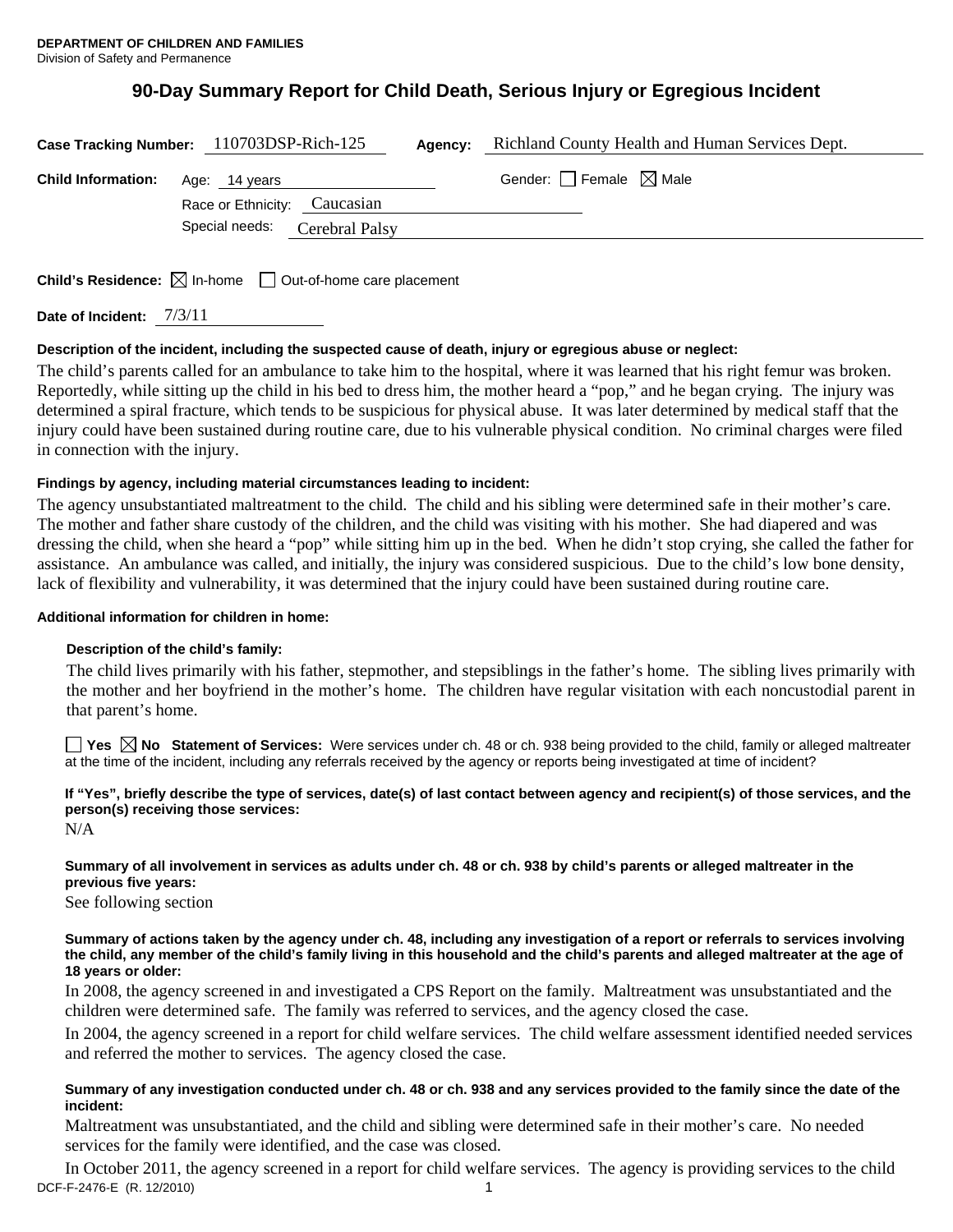**DEPARTMENT OF CHILDREN AND FAMILIES**
Division of Safety and Permanence

# 90-Day Summary Report for Child Death, Serious Injury or Egregious Incident

**Case Tracking Number:** 110703DSP-Rich-125 **Agency:** Richland County Health and Human Services Dept.

**Child Information:** Age: 14 years Gender: ☐ Female ☒ Male

Race or Ethnicity: Caucasian

Special needs: Cerebral Palsy

**Child's Residence:** ☒ In-home ☐ Out-of-home care placement

**Date of Incident:** 7/3/11

**Description of the incident, including the suspected cause of death, injury or egregious abuse or neglect:**

The child's parents called for an ambulance to take him to the hospital, where it was learned that his right femur was broken. Reportedly, while sitting up the child in his bed to dress him, the mother heard a "pop," and he began crying. The injury was determined a spiral fracture, which tends to be suspicious for physical abuse. It was later determined by medical staff that the injury could have been sustained during routine care, due to his vulnerable physical condition. No criminal charges were filed in connection with the injury.

**Findings by agency, including material circumstances leading to incident:**

The agency unsubstantiated maltreatment to the child. The child and his sibling were determined safe in their mother's care. The mother and father share custody of the children, and the child was visiting with his mother. She had diapered and was dressing the child, when she heard a "pop" while sitting him up in the bed. When he didn't stop crying, she called the father for assistance. An ambulance was called, and initially, the injury was considered suspicious. Due to the child's low bone density, lack of flexibility and vulnerability, it was determined that the injury could have been sustained during routine care.

**Additional information for children in home:**

**Description of the child's family:**

The child lives primarily with his father, stepmother, and stepsiblings in the father's home. The sibling lives primarily with the mother and her boyfriend in the mother's home. The children have regular visitation with each noncustodial parent in that parent's home.

☐ **Yes** ☒ **No** **Statement of Services:** Were services under ch. 48 or ch. 938 being provided to the child, family or alleged maltreater at the time of the incident, including any referrals received by the agency or reports being investigated at time of incident?

**If "Yes", briefly describe the type of services, date(s) of last contact between agency and recipient(s) of those services, and the person(s) receiving those services:**

N/A

**Summary of all involvement in services as adults under ch. 48 or ch. 938 by child's parents or alleged maltreater in the previous five years:**

See following section

**Summary of actions taken by the agency under ch. 48, including any investigation of a report or referrals to services involving the child, any member of the child's family living in this household and the child's parents and alleged maltreater at the age of 18 years or older:**

In 2008, the agency screened in and investigated a CPS Report on the family. Maltreatment was unsubstantiated and the children were determined safe. The family was referred to services, and the agency closed the case.

In 2004, the agency screened in a report for child welfare services. The child welfare assessment identified needed services and referred the mother to services. The agency closed the case.

**Summary of any investigation conducted under ch. 48 or ch. 938 and any services provided to the family since the date of the incident:**

Maltreatment was unsubstantiated, and the child and sibling were determined safe in their mother's care. No needed services for the family were identified, and the case was closed.

In October 2011, the agency screened in a report for child welfare services. The agency is providing services to the child

DCF-F-2476-E (R. 12/2010)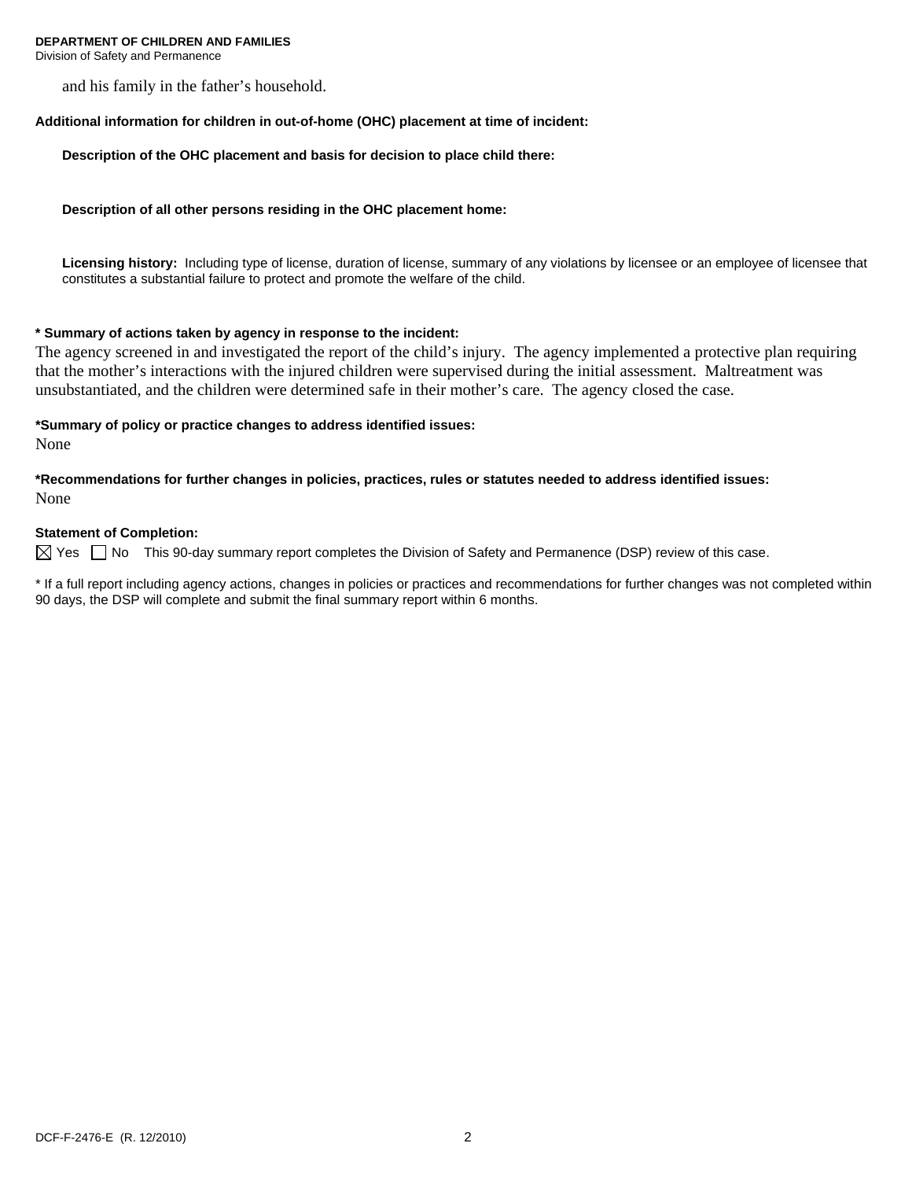and his family in the father's household.

**Additional information for children in out-of-home (OHC) placement at time of incident:**

**Description of the OHC placement and basis for decision to place child there:**

**Description of all other persons residing in the OHC placement home:**

**Licensing history:** Including type of license, duration of license, summary of any violations by licensee or an employee of licensee that constitutes a substantial failure to protect and promote the welfare of the child.

**\* Summary of actions taken by agency in response to the incident:**

The agency screened in and investigated the report of the child's injury. The agency implemented a protective plan requiring that the mother's interactions with the injured children were supervised during the initial assessment. Maltreatment was unsubstantiated, and the children were determined safe in their mother's care. The agency closed the case.

**\*Summary of policy or practice changes to address identified issues:**

None

**\*Recommendations for further changes in policies, practices, rules or statutes needed to address identified issues:**

None

**Statement of Completion:**

☒ Yes ☐ No This 90-day summary report completes the Division of Safety and Permanence (DSP) review of this case.

\* If a full report including agency actions, changes in policies or practices and recommendations for further changes was not completed within 90 days, the DSP will complete and submit the final summary report within 6 months.